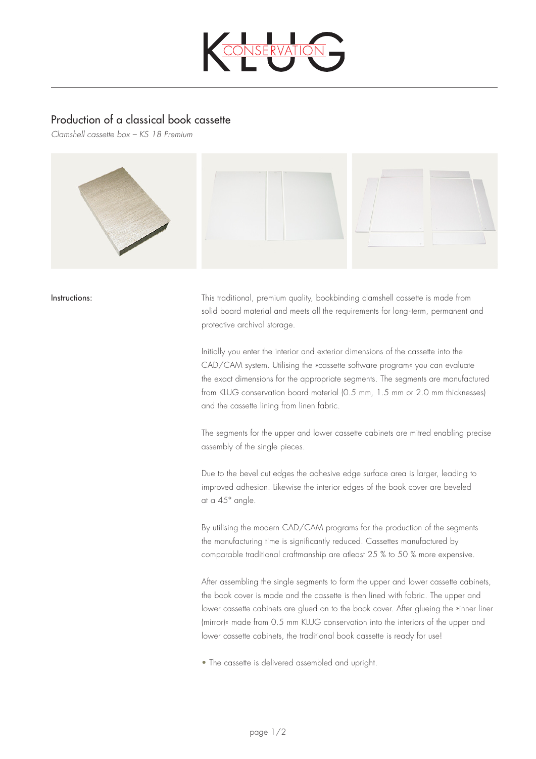# Production of a classical book cassette

*Clamshell cassette box – KS 18 Premium*

**Instructions:**

This traditional, premium quality, bookbinding clamshell cassette is made from solid board material and meets all the requirements for long-term, permanent and protective archival storage.

Initially you enter the interior and exterior dimensions of the cassette into the CAD/CAM system. Utilising the »cassette software program« you can evaluate the exact dimensions for the appropriate segments. The segments are manufactured from KLUG conservation board material (0.5 mm, 1.5 mm or 2.0 mm thicknesses) and the cassette lining from linen fabric.

The segments for the upper and lower cassette cabinets are mitred enabling precise assembly of the single pieces.

Due to the bevel cut edges the adhesive edge surface area is larger, leading to improved adhesion. Likewise the interior edges of the book cover are beveled at a 45° angle.

By utilising the modern CAD/CAM programs for the production of the segments the manufacturing time is significantly reduced. Cassettes manufactured by comparable traditional craftmanship are atleast 25 % to 50 % more expensive.

After assembling the single segments to form the upper and lower cassette cabinets, the book cover is made and the cassette is then lined with fabric. The upper and lower cassette cabinets are glued on to the book cover. After glueing the »inner liner (mirror)« made from 0.5 mm KLUG conservation into the interiors of the upper and lower cassette cabinets, the traditional book cassette is ready for use!

- The cassette is delivered assembled and upright.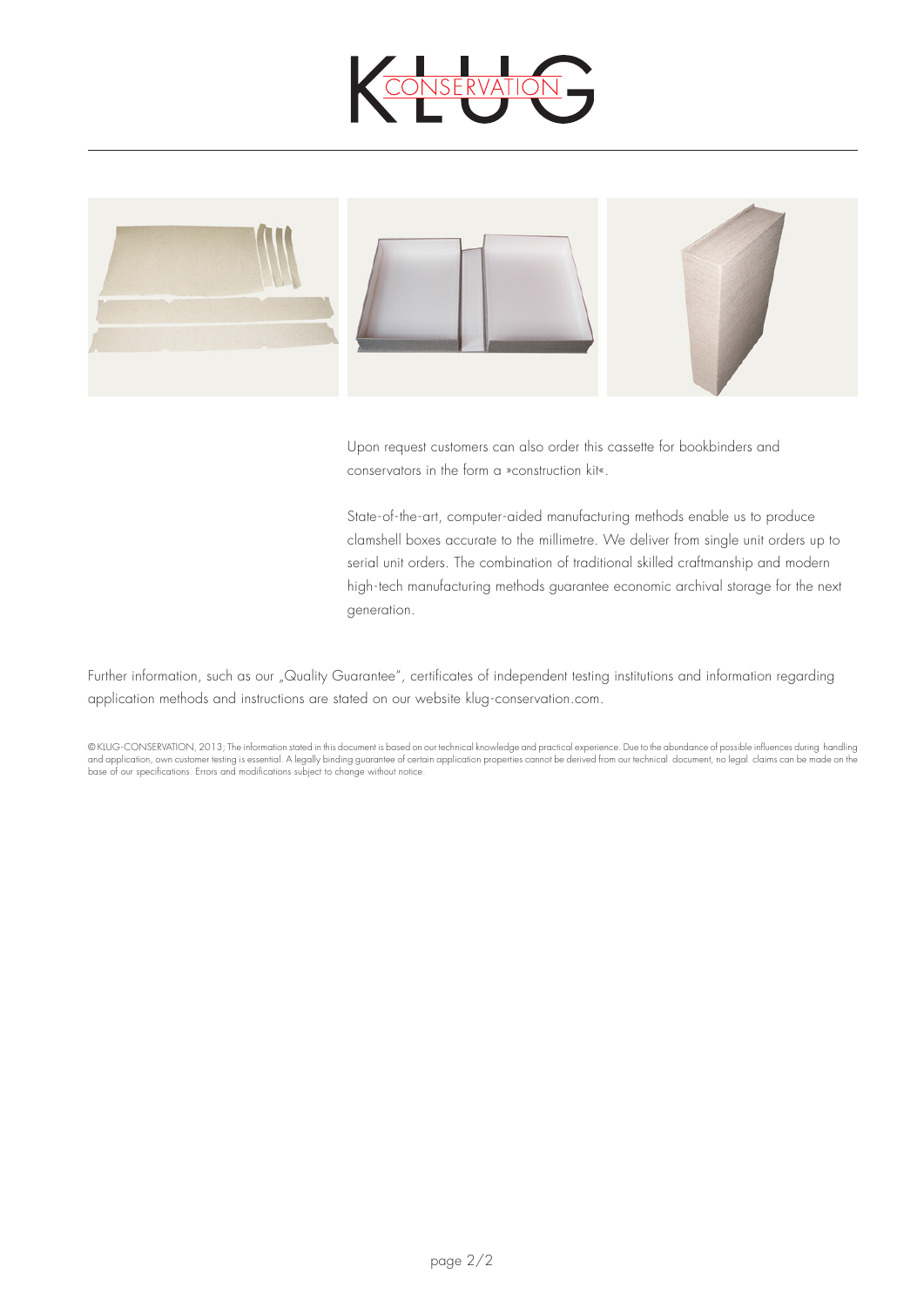Upon request customers can also order this cassette for bookbinders and conservators in the form a »construction kit«.

State-of-the-art, computer-aided manufacturing methods enable us to produce clamshell boxes accurate to the millimetre. We deliver from single unit orders up to serial unit orders. The combination of traditional skilled craftmanship and modern high-tech manufacturing methods guarantee economic archival storage for the next generation.

Further information, such as our „Quality Guarantee", certificates of independent testing institutions and information regarding application methods and instructions are stated on our website klug-conservation.com.

© KLUG-CONSERVATION, 2013; The information stated in this document is based on our technical knowledge and practical experience. Due to the abundance of possible influences during handling and application, own customer testing is essential. A legally binding guarantee of certain application properties cannot be derived from our technical document, no legal claims can be made on the base of our specifications. Errors and modifications subject to change without notice.